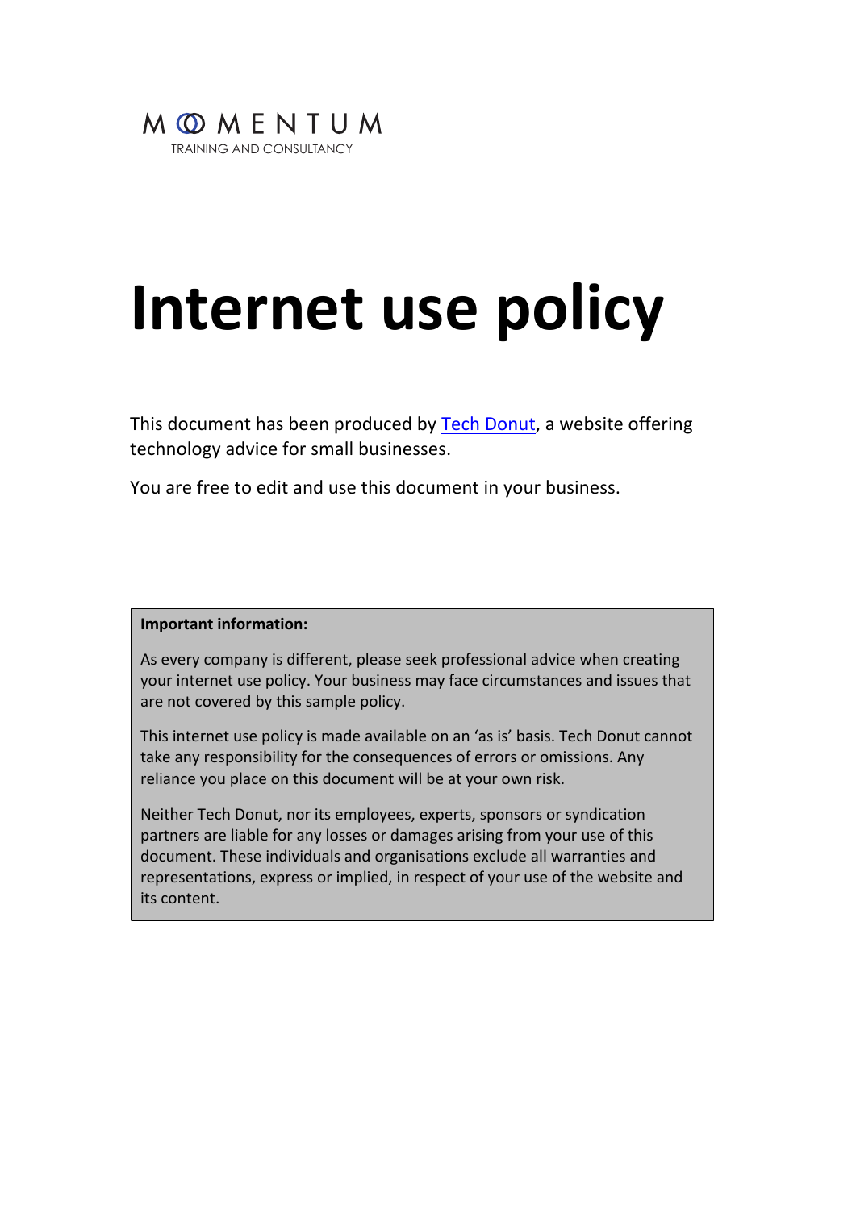MOMENTUM

TRAINING AND CONSULTANCY

# Internet use policy

This document has been produced by Tech Donut, a website offering technology advice for small businesses.

You are free to edit and use this document in your business.

**Important information:**

As every company is different, please seek professional advice when creating your internet use policy. Your business may face circumstances and issues that are not covered by this sample policy.

This internet use policy is made available on an 'as is' basis. Tech Donut cannot take any responsibility for the consequences of errors or omissions. Any reliance you place on this document will be at your own risk.

Neither Tech Donut, nor its employees, experts, sponsors or syndication partners are liable for any losses or damages arising from your use of this document. These individuals and organisations exclude all warranties and representations, express or implied, in respect of your use of the website and its content.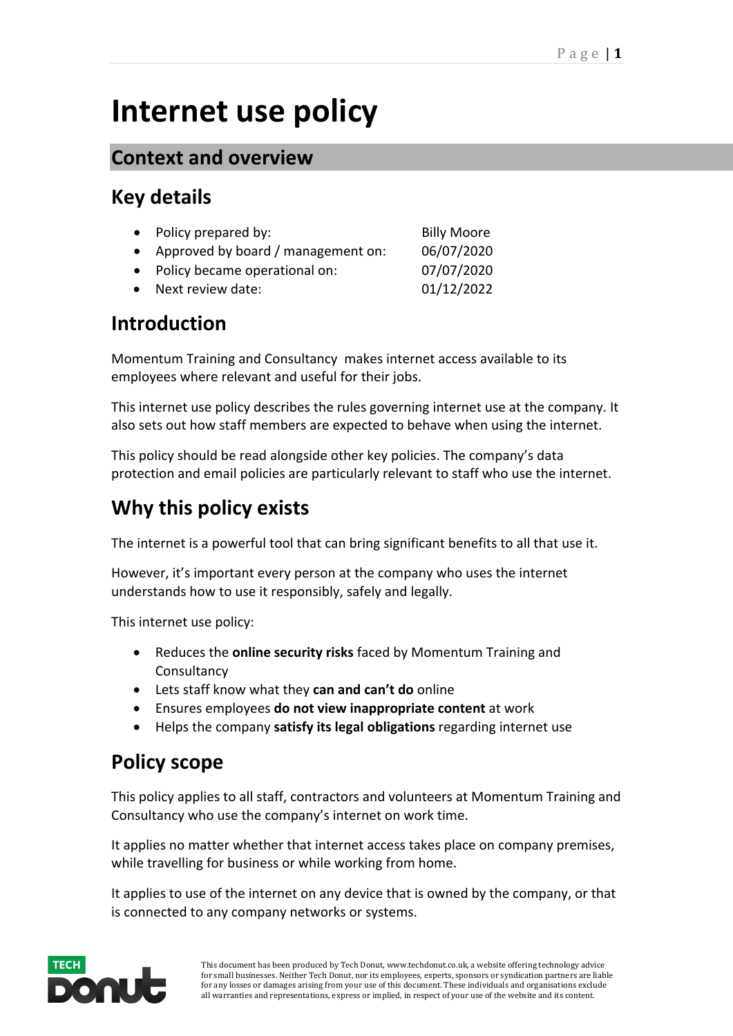# Internet use policy

## Context and overview

### Key details

- Policy prepared by: Billy Moore
- Approved by board / management on: 06/07/2020
- Policy became operational on: 07/07/2020
- Next review date: 01/12/2022

### Introduction

Momentum Training and Consultancy makes internet access available to its employees where relevant and useful for their jobs.

This internet use policy describes the rules governing internet use at the company. It also sets out how staff members are expected to behave when using the internet.

This policy should be read alongside other key policies. The company's data protection and email policies are particularly relevant to staff who use the internet.

### Why this policy exists

The internet is a powerful tool that can bring significant benefits to all that use it.

However, it's important every person at the company who uses the internet understands how to use it responsibly, safely and legally.

This internet use policy:

- Reduces the **online security risks** faced by Momentum Training and Consultancy
- Lets staff know what they **can and can't do** online
- Ensures employees **do not view inappropriate content** at work
- Helps the company **satisfy its legal obligations** regarding internet use

### Policy scope

This policy applies to all staff, contractors and volunteers at Momentum Training and Consultancy who use the company's internet on work time.

It applies no matter whether that internet access takes place on company premises, while travelling for business or while working from home.

It applies to use of the internet on any device that is owned by the company, or that is connected to any company networks or systems.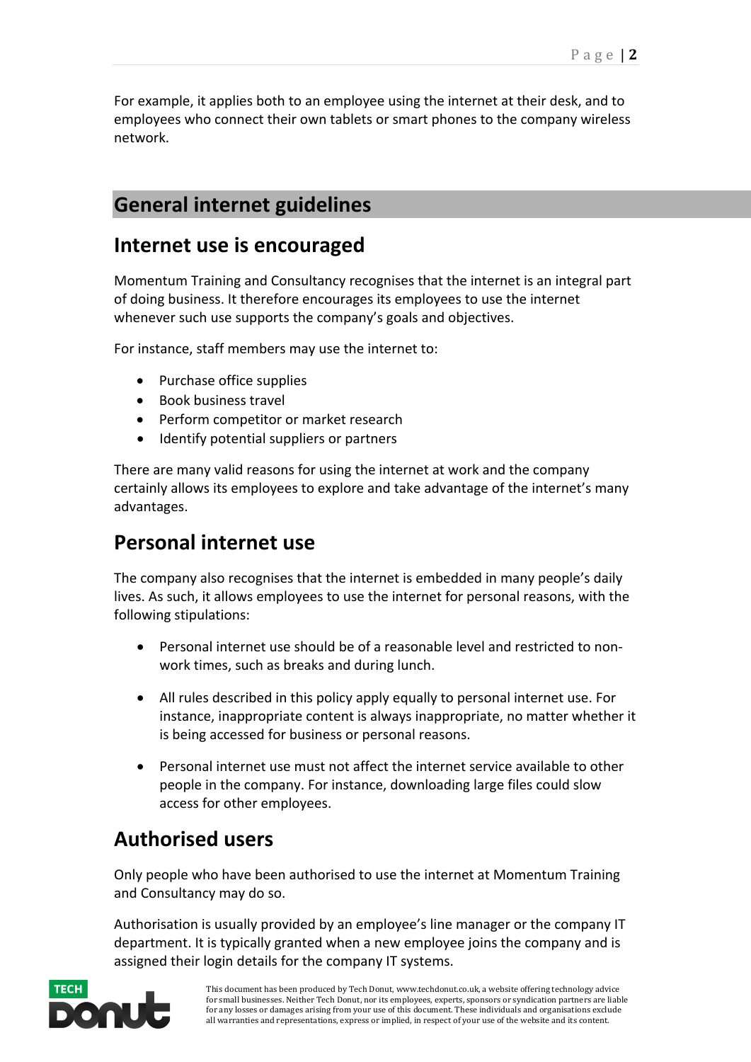For example, it applies both to an employee using the internet at their desk, and to employees who connect their own tablets or smart phones to the company wireless network.

## General internet guidelines

### Internet use is encouraged

Momentum Training and Consultancy recognises that the internet is an integral part of doing business. It therefore encourages its employees to use the internet whenever such use supports the company's goals and objectives.

For instance, staff members may use the internet to:

- Purchase office supplies
- Book business travel
- Perform competitor or market research
- Identify potential suppliers or partners

There are many valid reasons for using the internet at work and the company certainly allows its employees to explore and take advantage of the internet's many advantages.

### Personal internet use

The company also recognises that the internet is embedded in many people's daily lives. As such, it allows employees to use the internet for personal reasons, with the following stipulations:

- Personal internet use should be of a reasonable level and restricted to non-work times, such as breaks and during lunch.
- All rules described in this policy apply equally to personal internet use. For instance, inappropriate content is always inappropriate, no matter whether it is being accessed for business or personal reasons.
- Personal internet use must not affect the internet service available to other people in the company. For instance, downloading large files could slow access for other employees.

### Authorised users

Only people who have been authorised to use the internet at Momentum Training and Consultancy may do so.

Authorisation is usually provided by an employee's line manager or the company IT department. It is typically granted when a new employee joins the company and is assigned their login details for the company IT systems.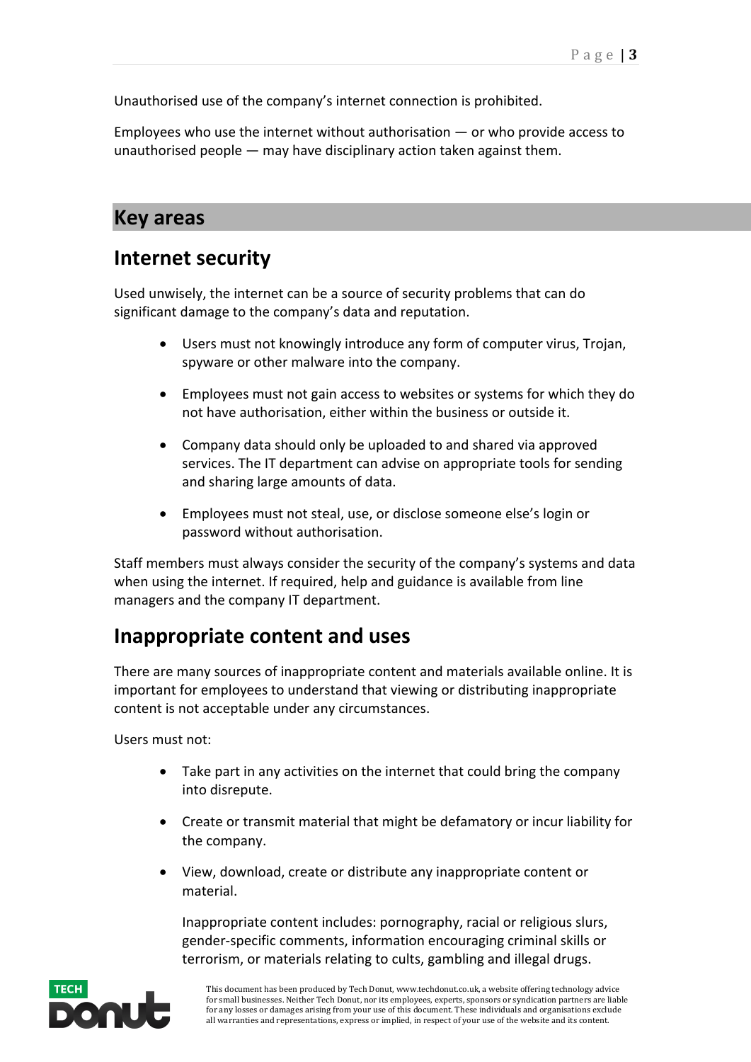Unauthorised use of the company's internet connection is prohibited.

Employees who use the internet without authorisation — or who provide access to unauthorised people — may have disciplinary action taken against them.

## Key areas

### Internet security

Used unwisely, the internet can be a source of security problems that can do significant damage to the company's data and reputation.

- Users must not knowingly introduce any form of computer virus, Trojan, spyware or other malware into the company.
- Employees must not gain access to websites or systems for which they do not have authorisation, either within the business or outside it.
- Company data should only be uploaded to and shared via approved services. The IT department can advise on appropriate tools for sending and sharing large amounts of data.
- Employees must not steal, use, or disclose someone else's login or password without authorisation.

Staff members must always consider the security of the company's systems and data when using the internet. If required, help and guidance is available from line managers and the company IT department.

### Inappropriate content and uses

There are many sources of inappropriate content and materials available online. It is important for employees to understand that viewing or distributing inappropriate content is not acceptable under any circumstances.

Users must not:

- Take part in any activities on the internet that could bring the company into disrepute.
- Create or transmit material that might be defamatory or incur liability for the company.
- View, download, create or distribute any inappropriate content or material.

  Inappropriate content includes: pornography, racial or religious slurs, gender-specific comments, information encouraging criminal skills or terrorism, or materials relating to cults, gambling and illegal drugs.

This document has been produced by Tech Donut, www.techdonut.co.uk, a website offering technology advice for small businesses. Neither Tech Donut, nor its employees, experts, sponsors or syndication partners are liable for any losses or damages arising from your use of this document. These individuals and organisations exclude all warranties and representations, express or implied, in respect of your use of the website and its content.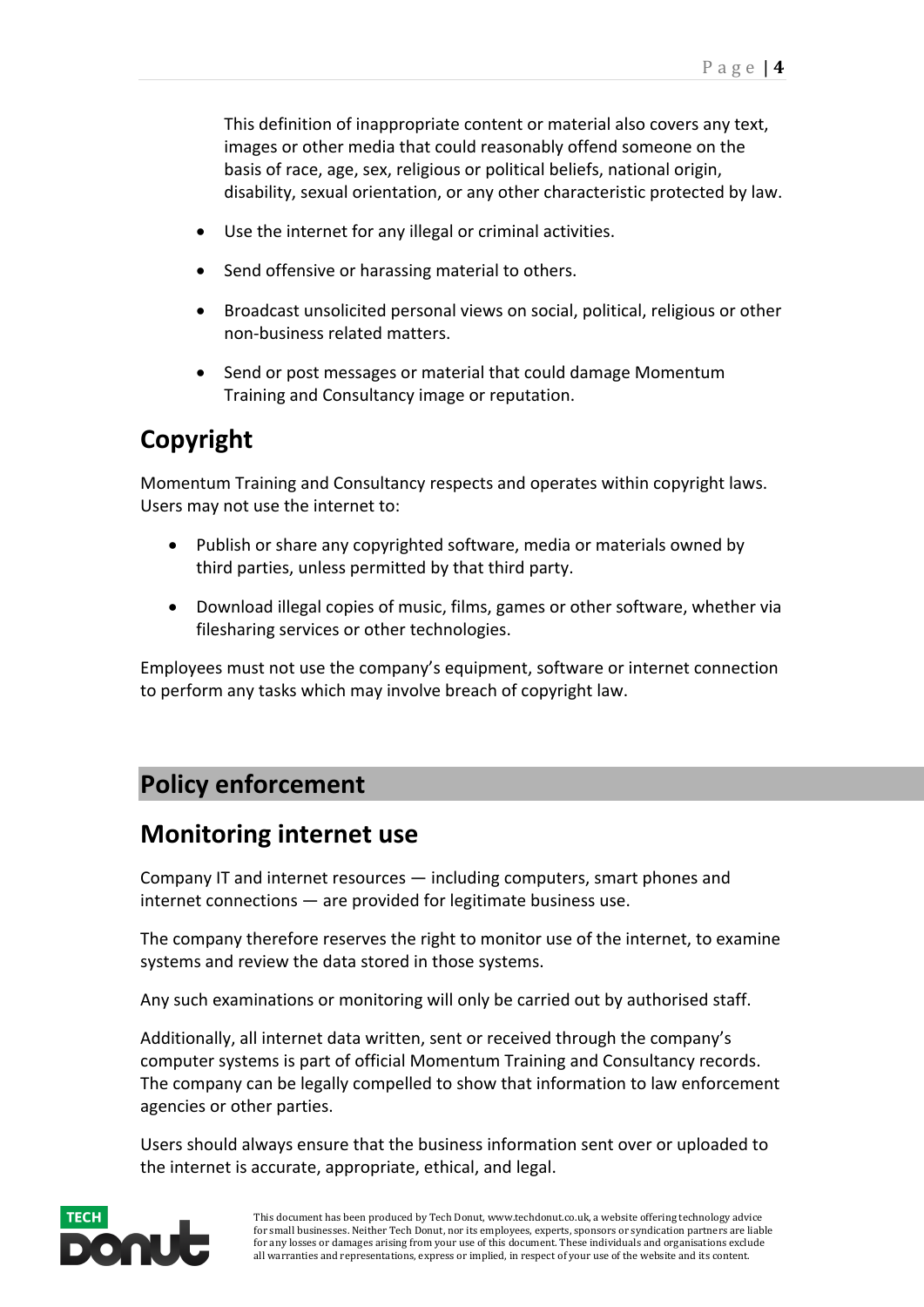This definition of inappropriate content or material also covers any text, images or other media that could reasonably offend someone on the basis of race, age, sex, religious or political beliefs, national origin, disability, sexual orientation, or any other characteristic protected by law.

- Use the internet for any illegal or criminal activities.
- Send offensive or harassing material to others.
- Broadcast unsolicited personal views on social, political, religious or other non-business related matters.
- Send or post messages or material that could damage Momentum Training and Consultancy image or reputation.

## Copyright

Momentum Training and Consultancy respects and operates within copyright laws. Users may not use the internet to:

- Publish or share any copyrighted software, media or materials owned by third parties, unless permitted by that third party.
- Download illegal copies of music, films, games or other software, whether via filesharing services or other technologies.

Employees must not use the company's equipment, software or internet connection to perform any tasks which may involve breach of copyright law.

# Policy enforcement

## Monitoring internet use

Company IT and internet resources — including computers, smart phones and internet connections — are provided for legitimate business use.

The company therefore reserves the right to monitor use of the internet, to examine systems and review the data stored in those systems.

Any such examinations or monitoring will only be carried out by authorised staff.

Additionally, all internet data written, sent or received through the company's computer systems is part of official Momentum Training and Consultancy records. The company can be legally compelled to show that information to law enforcement agencies or other parties.

Users should always ensure that the business information sent over or uploaded to the internet is accurate, appropriate, ethical, and legal.

This document has been produced by Tech Donut, www.techdonut.co.uk, a website offering technology advice for small businesses. Neither Tech Donut, nor its employees, experts, sponsors or syndication partners are liable for any losses or damages arising from your use of this document. These individuals and organisations exclude all warranties and representations, express or implied, in respect of your use of the website and its content.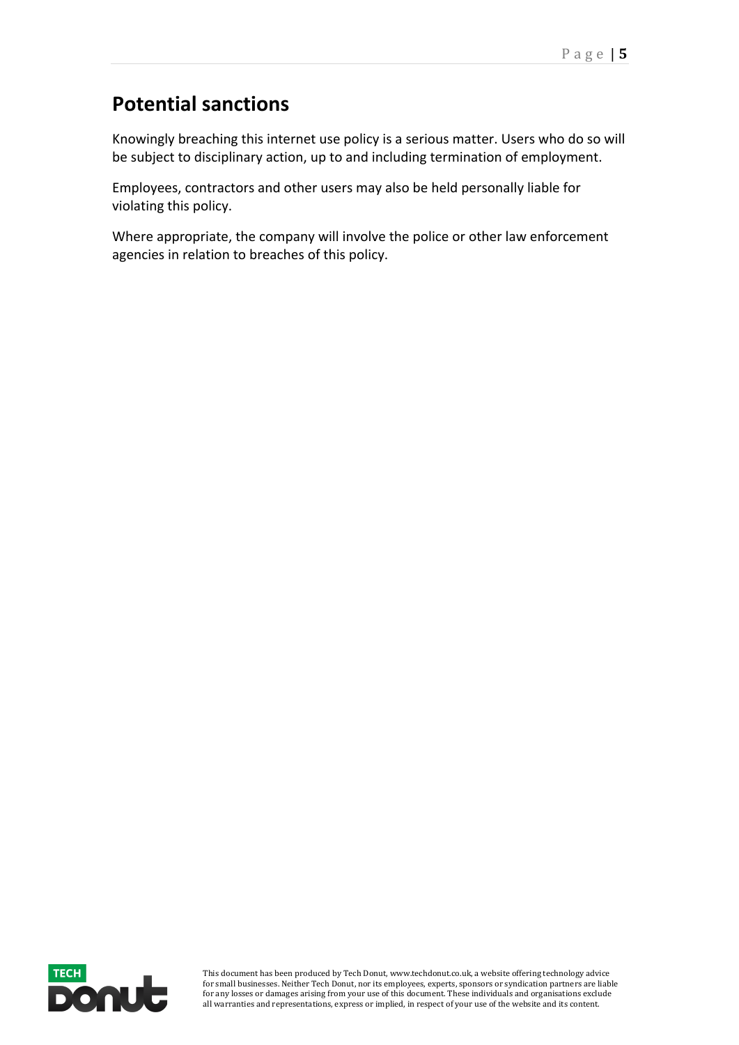## Potential sanctions

Knowingly breaching this internet use policy is a serious matter. Users who do so will be subject to disciplinary action, up to and including termination of employment.

Employees, contractors and other users may also be held personally liable for violating this policy.

Where appropriate, the company will involve the police or other law enforcement agencies in relation to breaches of this policy.

This document has been produced by Tech Donut, www.techdonut.co.uk, a website offering technology advice for small businesses. Neither Tech Donut, nor its employees, experts, sponsors or syndication partners are liable for any losses or damages arising from your use of this document. These individuals and organisations exclude all warranties and representations, express or implied, in respect of your use of the website and its content.